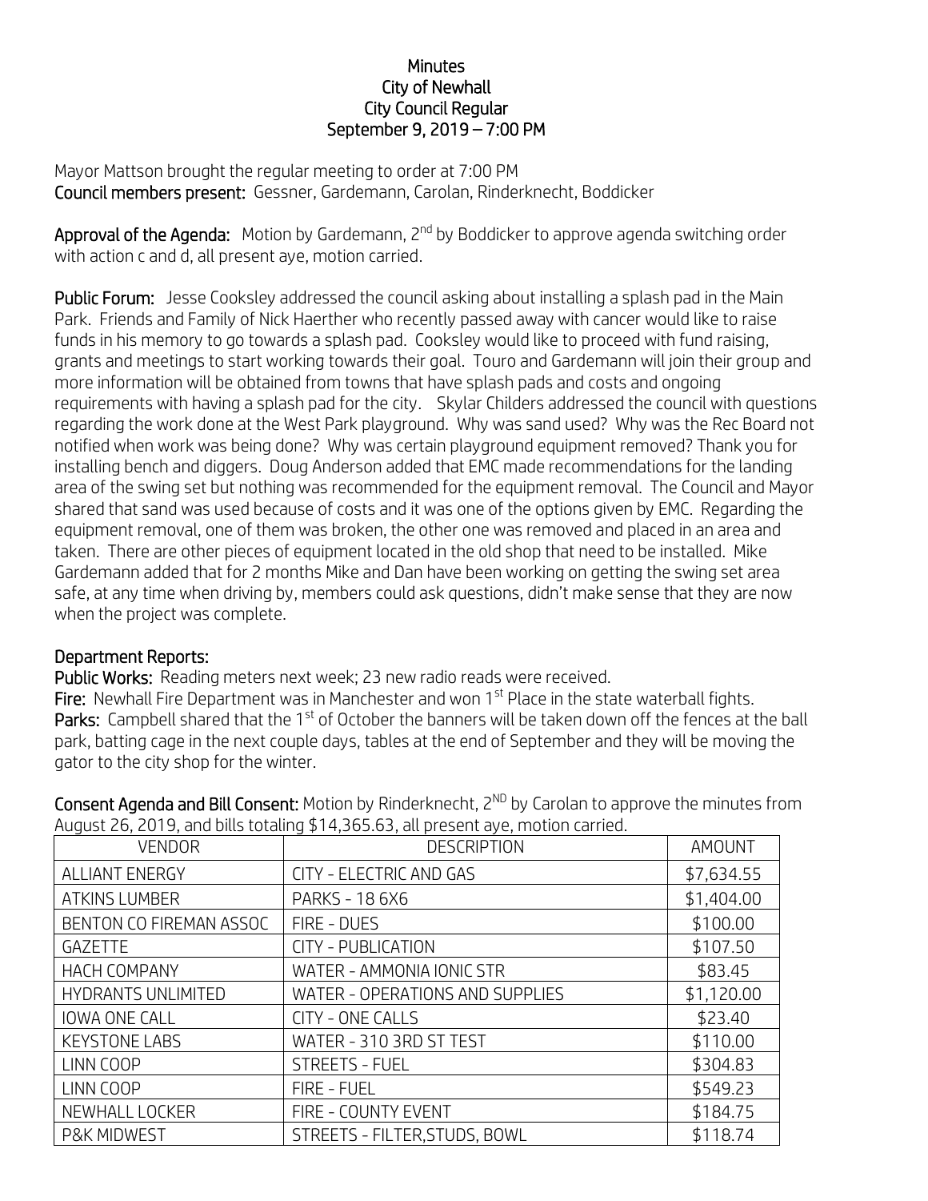**Minutes**
**City of Newhall**
**City Council Regular**
**September 9, 2019 – 7:00 PM**

Mayor Mattson brought the regular meeting to order at 7:00 PM
**Council members present:** Gessner, Gardemann, Carolan, Rinderknecht, Boddicker

**Approval of the Agenda:** Motion by Gardemann, 2nd by Boddicker to approve agenda switching order with action c and d, all present aye, motion carried.

**Public Forum:** Jesse Cooksley addressed the council asking about installing a splash pad in the Main Park. Friends and Family of Nick Haerther who recently passed away with cancer would like to raise funds in his memory to go towards a splash pad. Cooksley would like to proceed with fund raising, grants and meetings to start working towards their goal. Touro and Gardemann will join their group and more information will be obtained from towns that have splash pads and costs and ongoing requirements with having a splash pad for the city. Skylar Childers addressed the council with questions regarding the work done at the West Park playground. Why was sand used? Why was the Rec Board not notified when work was being done? Why was certain playground equipment removed? Thank you for installing bench and diggers. Doug Anderson added that EMC made recommendations for the landing area of the swing set but nothing was recommended for the equipment removal. The Council and Mayor shared that sand was used because of costs and it was one of the options given by EMC. Regarding the equipment removal, one of them was broken, the other one was removed and placed in an area and taken. There are other pieces of equipment located in the old shop that need to be installed. Mike Gardemann added that for 2 months Mike and Dan have been working on getting the swing set area safe, at any time when driving by, members could ask questions, didn't make sense that they are now when the project was complete.

**Department Reports:**

**Public Works:** Reading meters next week; 23 new radio reads were received.
**Fire:** Newhall Fire Department was in Manchester and won 1st Place in the state waterball fights.
**Parks:** Campbell shared that the 1st of October the banners will be taken down off the fences at the ball park, batting cage in the next couple days, tables at the end of September and they will be moving the gator to the city shop for the winter.

**Consent Agenda and Bill Consent:** Motion by Rinderknecht, 2ND by Carolan to approve the minutes from August 26, 2019, and bills totaling $14,365.63, all present aye, motion carried.

| VENDOR | DESCRIPTION | AMOUNT |
|---|---|---|
| ALLIANT ENERGY | CITY - ELECTRIC AND GAS | $7,634.55 |
| ATKINS LUMBER | PARKS - 18 6X6 | $1,404.00 |
| BENTON CO FIREMAN ASSOC | FIRE - DUES | $100.00 |
| GAZETTE | CITY - PUBLICATION | $107.50 |
| HACH COMPANY | WATER - AMMONIA IONIC STR | $83.45 |
| HYDRANTS UNLIMITED | WATER - OPERATIONS AND SUPPLIES | $1,120.00 |
| IOWA ONE CALL | CITY - ONE CALLS | $23.40 |
| KEYSTONE LABS | WATER - 310 3RD ST TEST | $110.00 |
| LINN COOP | STREETS - FUEL | $304.83 |
| LINN COOP | FIRE - FUEL | $549.23 |
| NEWHALL LOCKER | FIRE - COUNTY EVENT | $184.75 |
| P&K MIDWEST | STREETS - FILTER,STUDS, BOWL | $118.74 |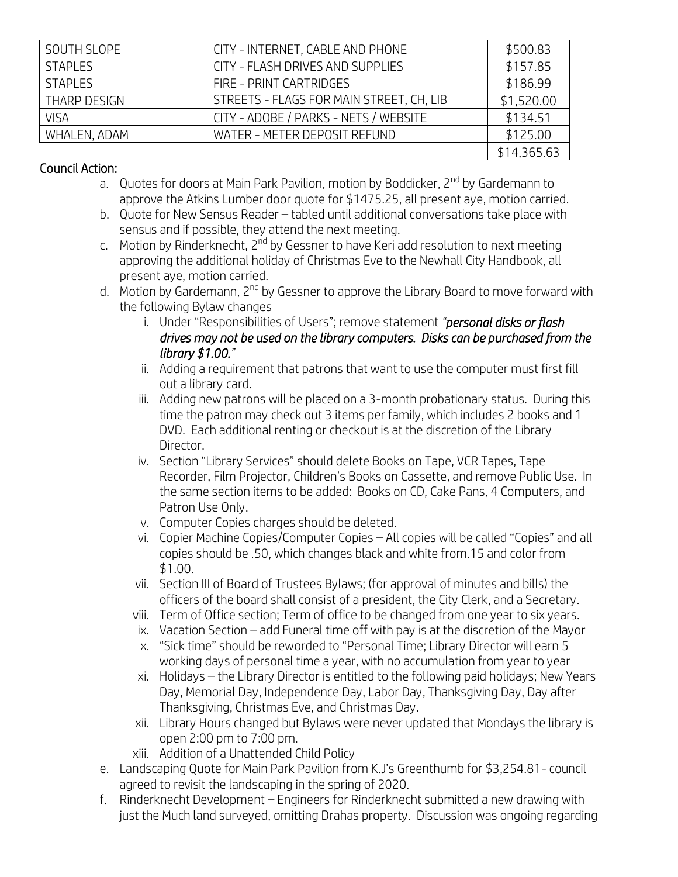| SOUTH SLOPE | CITY - INTERNET, CABLE AND PHONE | $500.83 |
|---|---|---|
| STAPLES | CITY - FLASH DRIVES AND SUPPLIES | $157.85 |
| STAPLES | FIRE - PRINT CARTRIDGES | $186.99 |
| THARP DESIGN | STREETS - FLAGS FOR MAIN STREET, CH, LIB | $1,520.00 |
| VISA | CITY - ADOBE / PARKS - NETS / WEBSITE | $134.51 |
| WHALEN, ADAM | WATER - METER DEPOSIT REFUND | $125.00 |
| | | $14,365.63 |

**Council Action:**

a. Quotes for doors at Main Park Pavilion, motion by Boddicker, 2nd by Gardemann to approve the Atkins Lumber door quote for $1475.25, all present aye, motion carried.
b. Quote for New Sensus Reader – tabled until additional conversations take place with sensus and if possible, they attend the next meeting.
c. Motion by Rinderknecht, 2nd by Gessner to have Keri add resolution to next meeting approving the additional holiday of Christmas Eve to the Newhall City Handbook, all present aye, motion carried.
d. Motion by Gardemann, 2nd by Gessner to approve the Library Board to move forward with the following Bylaw changes
   i. Under "Responsibilities of Users"; remove statement *"personal disks or flash drives may not be used on the library computers. Disks can be purchased from the library $1.00."*
   ii. Adding a requirement that patrons that want to use the computer must first fill out a library card.
   iii. Adding new patrons will be placed on a 3-month probationary status. During this time the patron may check out 3 items per family, which includes 2 books and 1 DVD. Each additional renting or checkout is at the discretion of the Library Director.
   iv. Section "Library Services" should delete Books on Tape, VCR Tapes, Tape Recorder, Film Projector, Children's Books on Cassette, and remove Public Use. In the same section items to be added: Books on CD, Cake Pans, 4 Computers, and Patron Use Only.
   v. Computer Copies charges should be deleted.
   vi. Copier Machine Copies/Computer Copies – All copies will be called "Copies" and all copies should be .50, which changes black and white from.15 and color from $1.00.
   vii. Section III of Board of Trustees Bylaws; (for approval of minutes and bills) the officers of the board shall consist of a president, the City Clerk, and a Secretary.
   viii. Term of Office section; Term of office to be changed from one year to six years.
   ix. Vacation Section – add Funeral time off with pay is at the discretion of the Mayor
   x. "Sick time" should be reworded to "Personal Time; Library Director will earn 5 working days of personal time a year, with no accumulation from year to year
   xi. Holidays – the Library Director is entitled to the following paid holidays; New Years Day, Memorial Day, Independence Day, Labor Day, Thanksgiving Day, Day after Thanksgiving, Christmas Eve, and Christmas Day.
   xii. Library Hours changed but Bylaws were never updated that Mondays the library is open 2:00 pm to 7:00 pm.
   xiii. Addition of a Unattended Child Policy
e. Landscaping Quote for Main Park Pavilion from K.J's Greenthumb for $3,254.81- council agreed to revisit the landscaping in the spring of 2020.
f. Rinderknecht Development – Engineers for Rinderknecht submitted a new drawing with just the Much land surveyed, omitting Drahas property. Discussion was ongoing regarding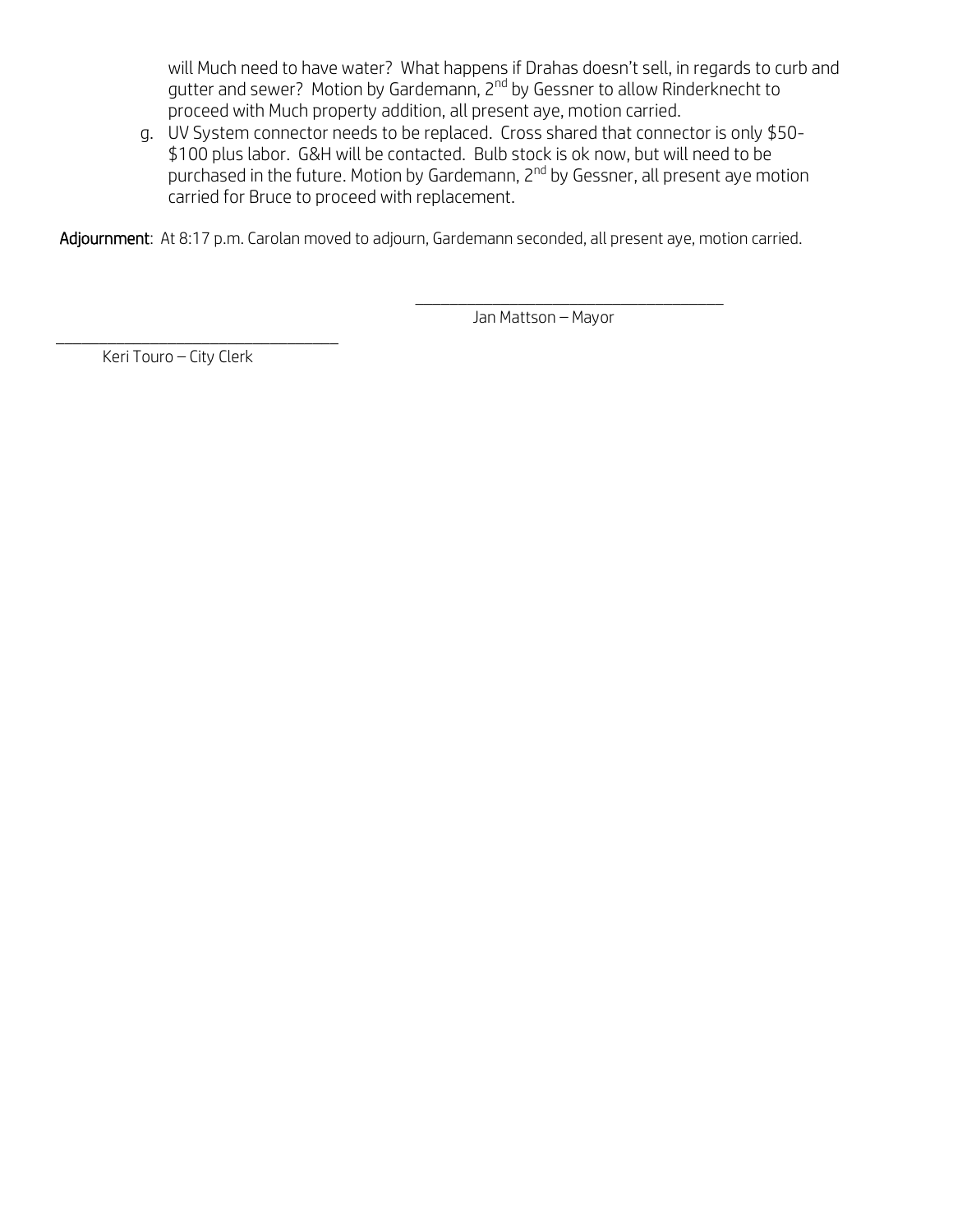will Much need to have water? What happens if Drahas doesn't sell, in regards to curb and gutter and sewer? Motion by Gardemann, 2nd by Gessner to allow Rinderknecht to proceed with Much property addition, all present aye, motion carried.

g. UV System connector needs to be replaced. Cross shared that connector is only $50-$100 plus labor. G&H will be contacted. Bulb stock is ok now, but will need to be purchased in the future. Motion by Gardemann, 2nd by Gessner, all present aye motion carried for Bruce to proceed with replacement.

**Adjournment**: At 8:17 p.m. Carolan moved to adjourn, Gardemann seconded, all present aye, motion carried.

\_\_\_\_\_\_\_\_\_\_\_\_\_\_\_\_\_\_\_\_\_\_\_\_\_\_\_\_\_\_\_\_\_\_\_\_\_\_\_\_

Jan Mattson – Mayor

\_\_\_\_\_\_\_\_\_\_\_\_\_\_\_\_\_\_\_\_\_\_\_\_\_\_\_\_\_\_\_\_\_\_\_\_\_\_\_\_

Keri Touro – City Clerk